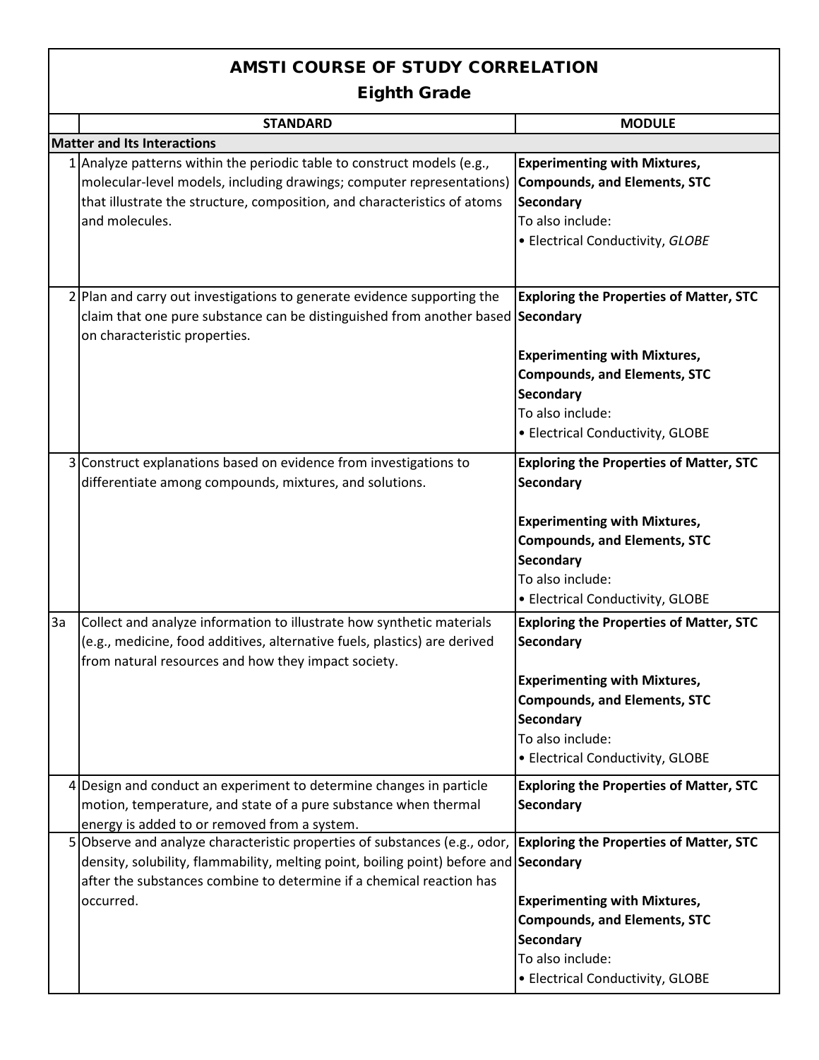# AMSTI COURSE OF STUDY CORRELATION

## Eighth Grade

| | STANDARD | MODULE |
|---|---|---|
| **Matter and Its Interactions** | | |
| 1 | Analyze patterns within the periodic table to construct models (e.g., molecular-level models, including drawings; computer representations) that illustrate the structure, composition, and characteristics of atoms and molecules. | **Experimenting with Mixtures, Compounds, and Elements, STC Secondary**<br>To also include:<br>• Electrical Conductivity, *GLOBE* |
| 2 | Plan and carry out investigations to generate evidence supporting the claim that one pure substance can be distinguished from another based on characteristic properties. | **Exploring the Properties of Matter, STC Secondary**<br><br>**Experimenting with Mixtures, Compounds, and Elements, STC Secondary**<br>To also include:<br>• Electrical Conductivity, GLOBE |
| 3 | Construct explanations based on evidence from investigations to differentiate among compounds, mixtures, and solutions. | **Exploring the Properties of Matter, STC Secondary**<br><br>**Experimenting with Mixtures, Compounds, and Elements, STC Secondary**<br>To also include:<br>• Electrical Conductivity, GLOBE |
| 3a | Collect and analyze information to illustrate how synthetic materials (e.g., medicine, food additives, alternative fuels, plastics) are derived from natural resources and how they impact society. | **Exploring the Properties of Matter, STC Secondary**<br><br>**Experimenting with Mixtures, Compounds, and Elements, STC Secondary**<br>To also include:<br>• Electrical Conductivity, GLOBE |
| 4 | Design and conduct an experiment to determine changes in particle motion, temperature, and state of a pure substance when thermal energy is added to or removed from a system. | **Exploring the Properties of Matter, STC Secondary** |
| 5 | Observe and analyze characteristic properties of substances (e.g., odor, density, solubility, flammability, melting point, boiling point) before and after the substances combine to determine if a chemical reaction has occurred. | **Exploring the Properties of Matter, STC Secondary**<br><br>**Experimenting with Mixtures, Compounds, and Elements, STC Secondary**<br>To also include:<br>• Electrical Conductivity, GLOBE |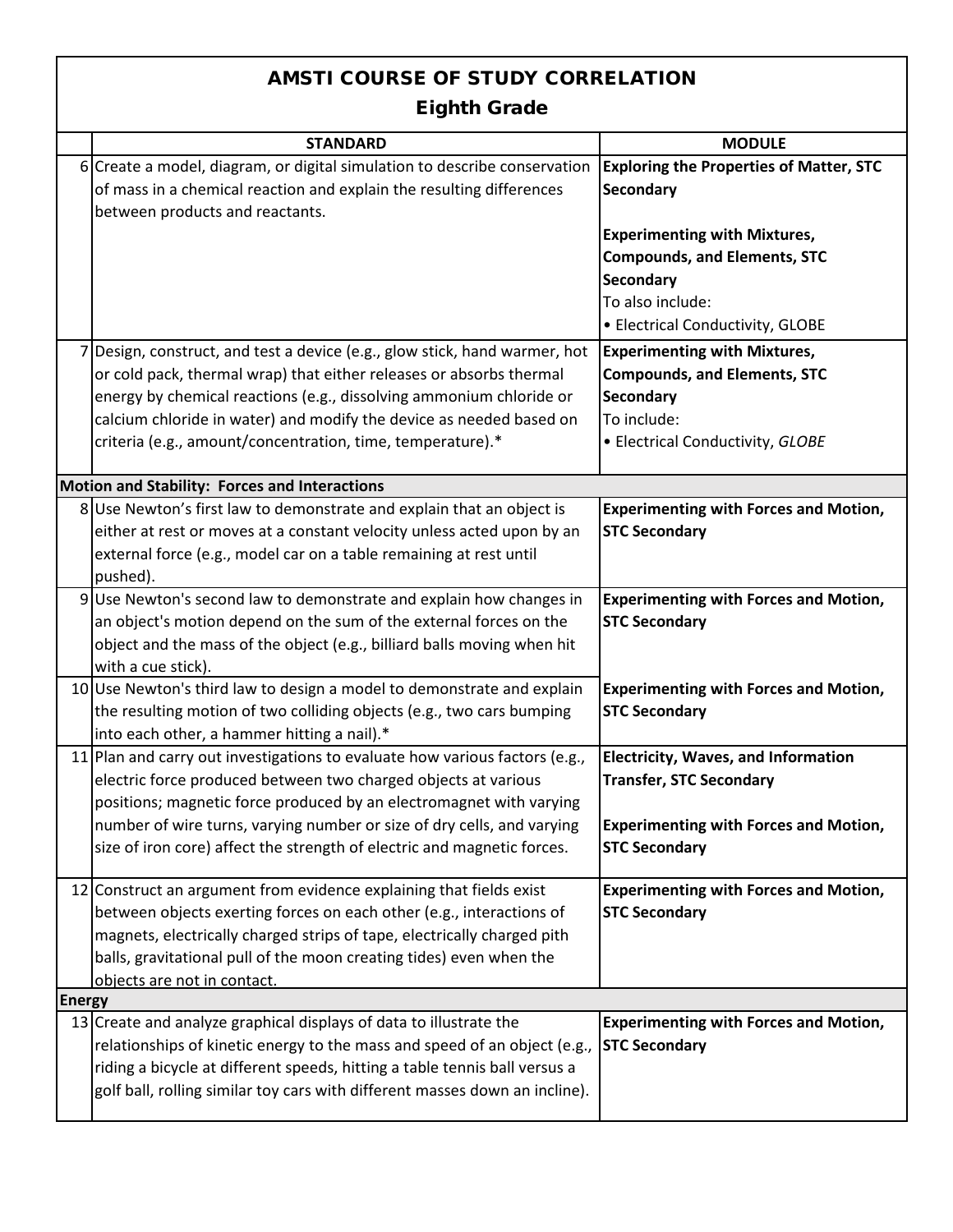# AMSTI COURSE OF STUDY CORRELATION

## Eighth Grade

| | STANDARD | MODULE |
|---|---|---|
| 6 | Create a model, diagram, or digital simulation to describe conservation of mass in a chemical reaction and explain the resulting differences between products and reactants. | **Exploring the Properties of Matter, STC Secondary**<br><br>**Experimenting with Mixtures, Compounds, and Elements, STC Secondary**<br>To also include:<br>• Electrical Conductivity, GLOBE |
| 7 | Design, construct, and test a device (e.g., glow stick, hand warmer, hot or cold pack, thermal wrap) that either releases or absorbs thermal energy by chemical reactions (e.g., dissolving ammonium chloride or calcium chloride in water) and modify the device as needed based on criteria (e.g., amount/concentration, time, temperature).* | **Experimenting with Mixtures, Compounds, and Elements, STC Secondary**<br>To include:<br>• Electrical Conductivity, *GLOBE* |
| **Motion and Stability: Forces and Interactions** | | |
| 8 | Use Newton's first law to demonstrate and explain that an object is either at rest or moves at a constant velocity unless acted upon by an external force (e.g., model car on a table remaining at rest until pushed). | **Experimenting with Forces and Motion, STC Secondary** |
| 9 | Use Newton's second law to demonstrate and explain how changes in an object's motion depend on the sum of the external forces on the object and the mass of the object (e.g., billiard balls moving when hit with a cue stick). | **Experimenting with Forces and Motion, STC Secondary** |
| 10 | Use Newton's third law to design a model to demonstrate and explain the resulting motion of two colliding objects (e.g., two cars bumping into each other, a hammer hitting a nail).* | **Experimenting with Forces and Motion, STC Secondary** |
| 11 | Plan and carry out investigations to evaluate how various factors (e.g., electric force produced between two charged objects at various positions; magnetic force produced by an electromagnet with varying number of wire turns, varying number or size of dry cells, and varying size of iron core) affect the strength of electric and magnetic forces. | **Electricity, Waves, and Information Transfer, STC Secondary**<br><br>**Experimenting with Forces and Motion, STC Secondary** |
| 12 | Construct an argument from evidence explaining that fields exist between objects exerting forces on each other (e.g., interactions of magnets, electrically charged strips of tape, electrically charged pith balls, gravitational pull of the moon creating tides) even when the objects are not in contact. | **Experimenting with Forces and Motion, STC Secondary** |
| **Energy** | | |
| 13 | Create and analyze graphical displays of data to illustrate the relationships of kinetic energy to the mass and speed of an object (e.g., riding a bicycle at different speeds, hitting a table tennis ball versus a golf ball, rolling similar toy cars with different masses down an incline). | **Experimenting with Forces and Motion, STC Secondary** |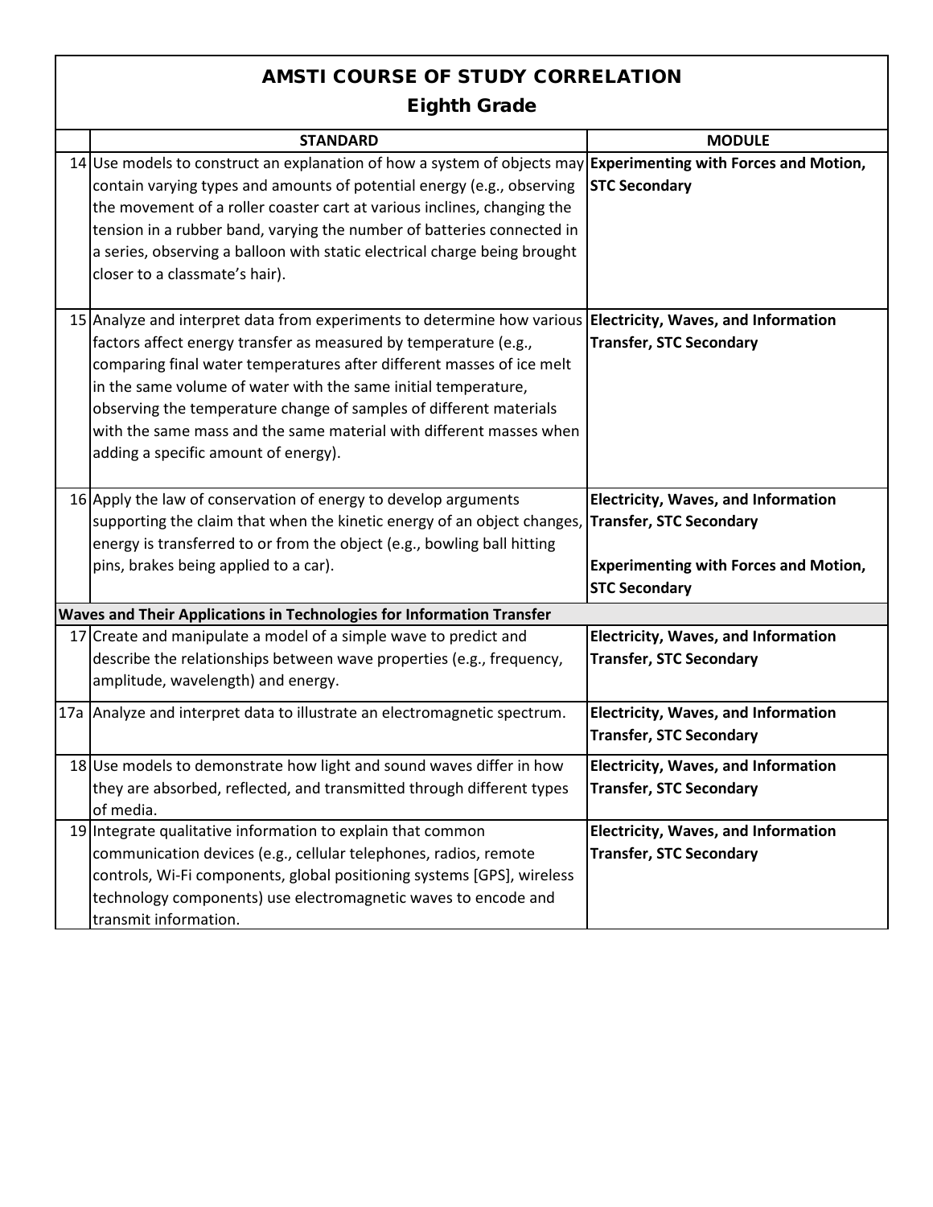# AMSTI COURSE OF STUDY CORRELATION

## Eighth Grade

| | STANDARD | MODULE |
|---|---|---|
| 14 | Use models to construct an explanation of how a system of objects may contain varying types and amounts of potential energy (e.g., observing the movement of a roller coaster cart at various inclines, changing the tension in a rubber band, varying the number of batteries connected in a series, observing a balloon with static electrical charge being brought closer to a classmate's hair). | **Experimenting with Forces and Motion, STC Secondary** |
| 15 | Analyze and interpret data from experiments to determine how various factors affect energy transfer as measured by temperature (e.g., comparing final water temperatures after different masses of ice melt in the same volume of water with the same initial temperature, observing the temperature change of samples of different materials with the same mass and the same material with different masses when adding a specific amount of energy). | **Electricity, Waves, and Information Transfer, STC Secondary** |
| 16 | Apply the law of conservation of energy to develop arguments supporting the claim that when the kinetic energy of an object changes, energy is transferred to or from the object (e.g., bowling ball hitting pins, brakes being applied to a car). | **Electricity, Waves, and Information Transfer, STC Secondary**<br><br>**Experimenting with Forces and Motion, STC Secondary** |
| **Waves and Their Applications in Technologies for Information Transfer** | | |
| 17 | Create and manipulate a model of a simple wave to predict and describe the relationships between wave properties (e.g., frequency, amplitude, wavelength) and energy. | **Electricity, Waves, and Information Transfer, STC Secondary** |
| 17a | Analyze and interpret data to illustrate an electromagnetic spectrum. | **Electricity, Waves, and Information Transfer, STC Secondary** |
| 18 | Use models to demonstrate how light and sound waves differ in how they are absorbed, reflected, and transmitted through different types of media. | **Electricity, Waves, and Information Transfer, STC Secondary** |
| 19 | Integrate qualitative information to explain that common communication devices (e.g., cellular telephones, radios, remote controls, Wi-Fi components, global positioning systems [GPS], wireless technology components) use electromagnetic waves to encode and transmit information. | **Electricity, Waves, and Information Transfer, STC Secondary** |